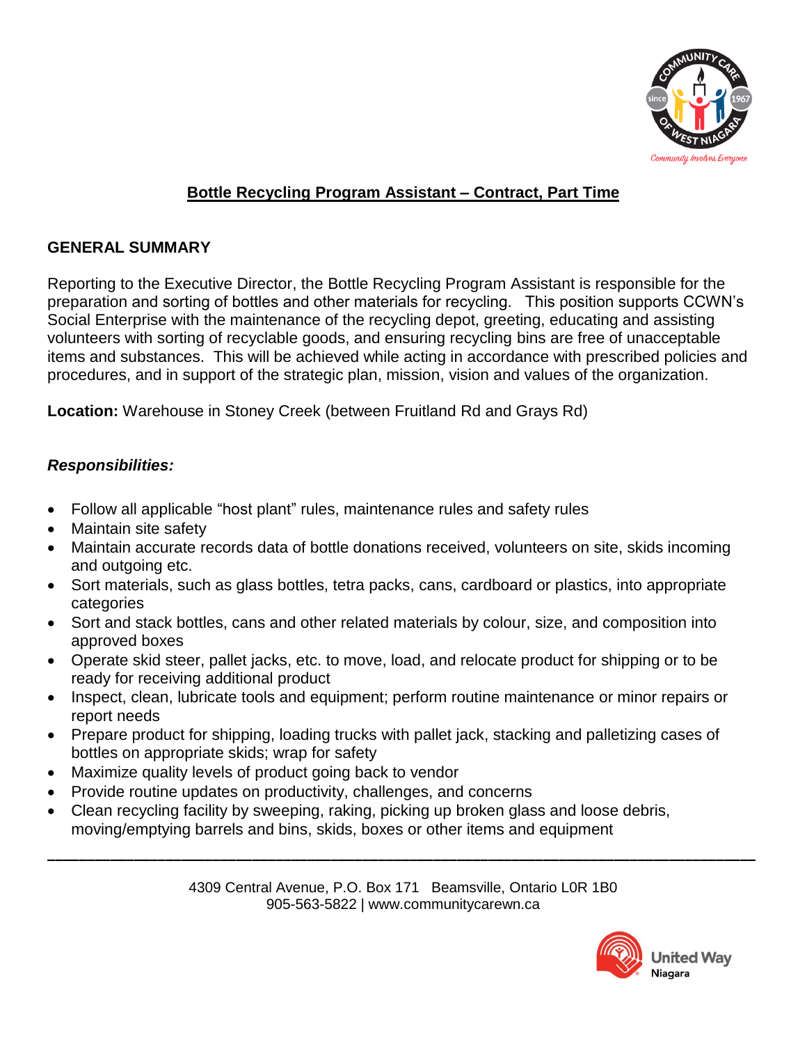# Bottle Recycling Program Assistant – Contract, Part Time

## GENERAL SUMMARY

Reporting to the Executive Director, the Bottle Recycling Program Assistant is responsible for the preparation and sorting of bottles and other materials for recycling.   This position supports CCWN's Social Enterprise with the maintenance of the recycling depot, greeting, educating and assisting volunteers with sorting of recyclable goods, and ensuring recycling bins are free of unacceptable items and substances.  This will be achieved while acting in accordance with prescribed policies and procedures, and in support of the strategic plan, mission, vision and values of the organization.

**Location:** Warehouse in Stoney Creek (between Fruitland Rd and Grays Rd)

### *Responsibilities:*

- Follow all applicable "host plant" rules, maintenance rules and safety rules
- Maintain site safety
- Maintain accurate records data of bottle donations received, volunteers on site, skids incoming and outgoing etc.
- Sort materials, such as glass bottles, tetra packs, cans, cardboard or plastics, into appropriate categories
- Sort and stack bottles, cans and other related materials by colour, size, and composition into approved boxes
- Operate skid steer, pallet jacks, etc. to move, load, and relocate product for shipping or to be ready for receiving additional product
- Inspect, clean, lubricate tools and equipment; perform routine maintenance or minor repairs or report needs
- Prepare product for shipping, loading trucks with pallet jack, stacking and palletizing cases of bottles on appropriate skids; wrap for safety
- Maximize quality levels of product going back to vendor
- Provide routine updates on productivity, challenges, and concerns
- Clean recycling facility by sweeping, raking, picking up broken glass and loose debris, moving/emptying barrels and bins, skids, boxes or other items and equipment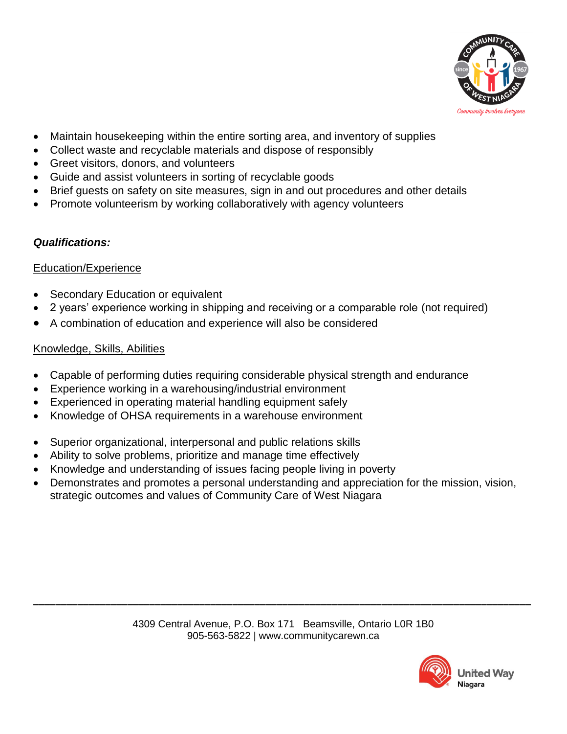- Maintain housekeeping within the entire sorting area, and inventory of supplies
- Collect waste and recyclable materials and dispose of responsibly
- Greet visitors, donors, and volunteers
- Guide and assist volunteers in sorting of recyclable goods
- Brief guests on safety on site measures, sign in and out procedures and other details
- Promote volunteerism by working collaboratively with agency volunteers

***Qualifications:***

Education/Experience

- Secondary Education or equivalent
- 2 years' experience working in shipping and receiving or a comparable role (not required)
- A combination of education and experience will also be considered

Knowledge, Skills, Abilities

- Capable of performing duties requiring considerable physical strength and endurance
- Experience working in a warehousing/industrial environment
- Experienced in operating material handling equipment safely
- Knowledge of OHSA requirements in a warehouse environment

- Superior organizational, interpersonal and public relations skills
- Ability to solve problems, prioritize and manage time effectively
- Knowledge and understanding of issues facing people living in poverty
- Demonstrates and promotes a personal understanding and appreciation for the mission, vision, strategic outcomes and values of Community Care of West Niagara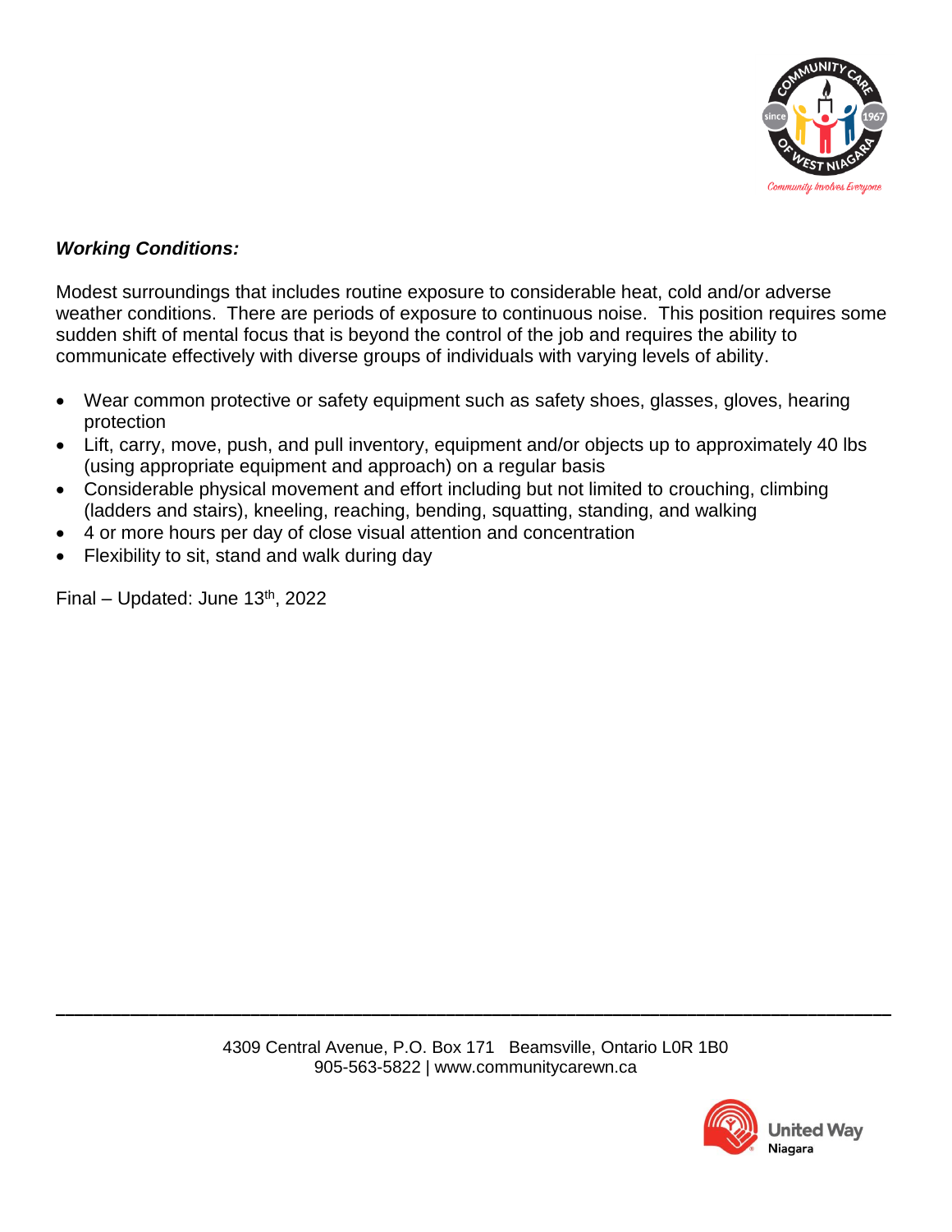***Working Conditions:***

Modest surroundings that includes routine exposure to considerable heat, cold and/or adverse weather conditions. There are periods of exposure to continuous noise. This position requires some sudden shift of mental focus that is beyond the control of the job and requires the ability to communicate effectively with diverse groups of individuals with varying levels of ability.

- Wear common protective or safety equipment such as safety shoes, glasses, gloves, hearing protection
- Lift, carry, move, push, and pull inventory, equipment and/or objects up to approximately 40 lbs (using appropriate equipment and approach) on a regular basis
- Considerable physical movement and effort including but not limited to crouching, climbing (ladders and stairs), kneeling, reaching, bending, squatting, standing, and walking
- 4 or more hours per day of close visual attention and concentration
- Flexibility to sit, stand and walk during day

Final – Updated: June 13th, 2022